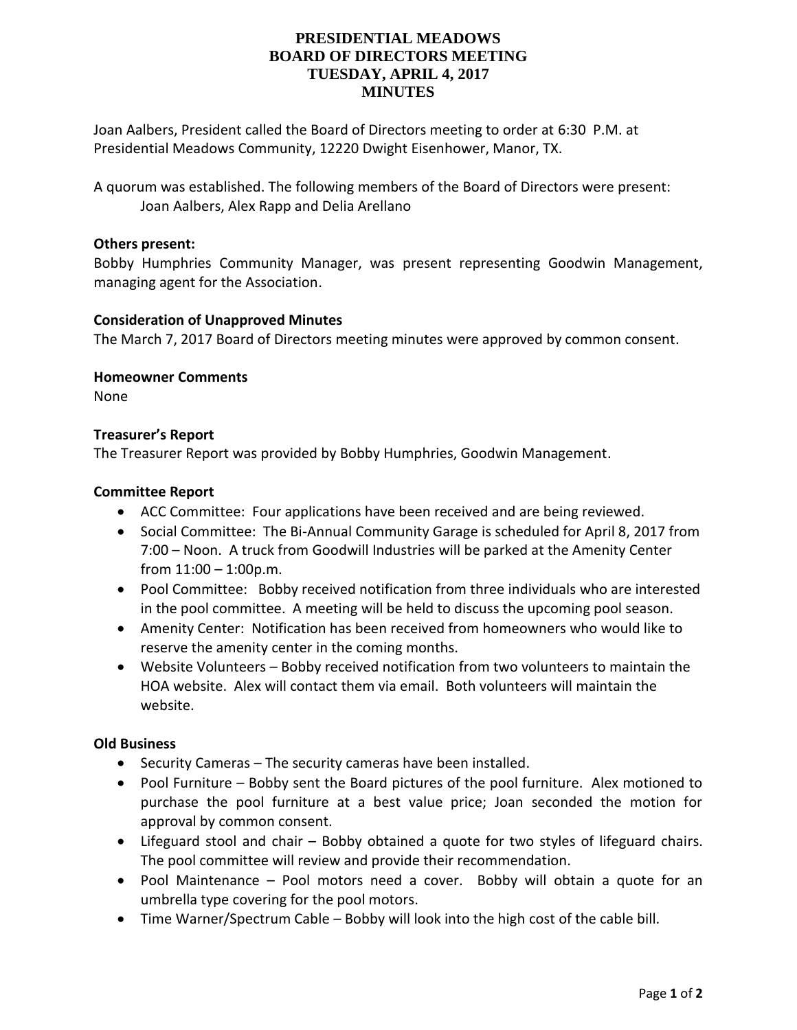# PRESIDENTIAL MEADOWS
# BOARD OF DIRECTORS MEETING
# TUESDAY, APRIL 4, 2017
# MINUTES

Joan Aalbers, President called the Board of Directors meeting to order at 6:30 P.M. at Presidential Meadows Community, 12220 Dwight Eisenhower, Manor, TX.

A quorum was established. The following members of the Board of Directors were present:
Joan Aalbers, Alex Rapp and Delia Arellano

**Others present:**
Bobby Humphries Community Manager, was present representing Goodwin Management, managing agent for the Association.

**Consideration of Unapproved Minutes**
The March 7, 2017 Board of Directors meeting minutes were approved by common consent.

**Homeowner Comments**
None

**Treasurer's Report**
The Treasurer Report was provided by Bobby Humphries, Goodwin Management.

**Committee Report**

- ACC Committee: Four applications have been received and are being reviewed.
- Social Committee: The Bi-Annual Community Garage is scheduled for April 8, 2017 from 7:00 – Noon. A truck from Goodwill Industries will be parked at the Amenity Center from 11:00 – 1:00p.m.
- Pool Committee: Bobby received notification from three individuals who are interested in the pool committee. A meeting will be held to discuss the upcoming pool season.
- Amenity Center: Notification has been received from homeowners who would like to reserve the amenity center in the coming months.
- Website Volunteers – Bobby received notification from two volunteers to maintain the HOA website. Alex will contact them via email. Both volunteers will maintain the website.

**Old Business**

- Security Cameras – The security cameras have been installed.
- Pool Furniture – Bobby sent the Board pictures of the pool furniture. Alex motioned to purchase the pool furniture at a best value price; Joan seconded the motion for approval by common consent.
- Lifeguard stool and chair – Bobby obtained a quote for two styles of lifeguard chairs. The pool committee will review and provide their recommendation.
- Pool Maintenance – Pool motors need a cover. Bobby will obtain a quote for an umbrella type covering for the pool motors.
- Time Warner/Spectrum Cable – Bobby will look into the high cost of the cable bill.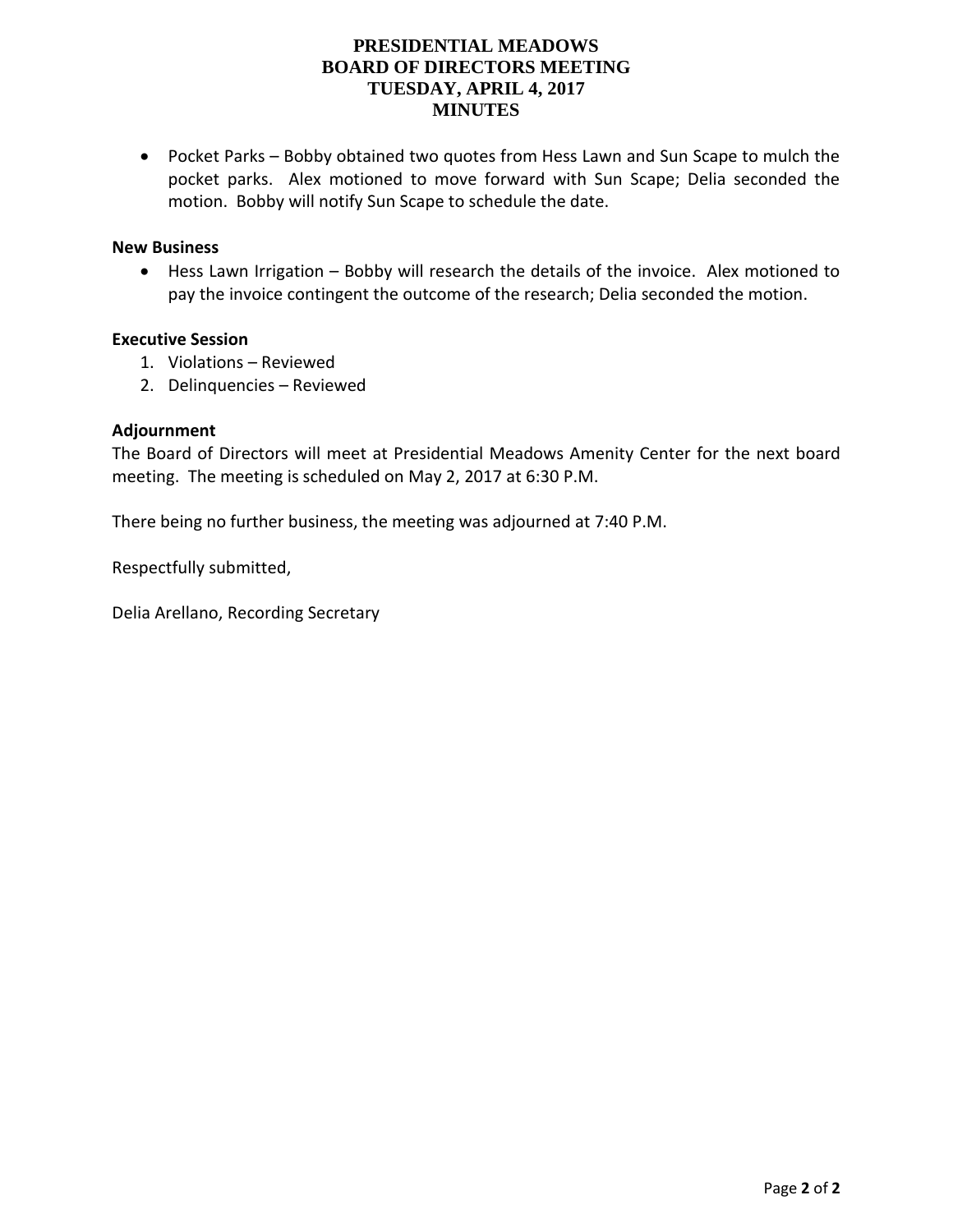- Pocket Parks – Bobby obtained two quotes from Hess Lawn and Sun Scape to mulch the pocket parks. Alex motioned to move forward with Sun Scape; Delia seconded the motion. Bobby will notify Sun Scape to schedule the date.

**New Business**

- Hess Lawn Irrigation – Bobby will research the details of the invoice. Alex motioned to pay the invoice contingent the outcome of the research; Delia seconded the motion.

**Executive Session**

1. Violations – Reviewed
2. Delinquencies – Reviewed

**Adjournment**

The Board of Directors will meet at Presidential Meadows Amenity Center for the next board meeting. The meeting is scheduled on May 2, 2017 at 6:30 P.M.

There being no further business, the meeting was adjourned at 7:40 P.M.

Respectfully submitted,

Delia Arellano, Recording Secretary